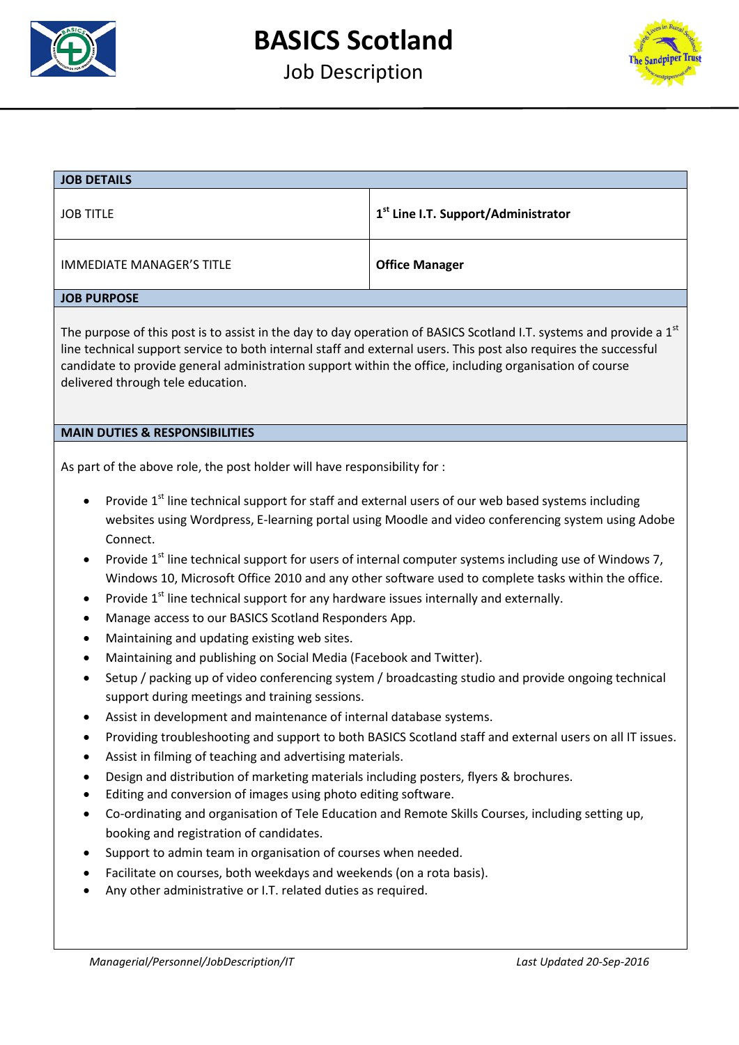# BASICS Scotland

## Job Description

| JOB DETAILS | |
|---|---|
| JOB TITLE | **1st Line I.T. Support/Administrator** |
| IMMEDIATE MANAGER'S TITLE | **Office Manager** |

**JOB PURPOSE**

The purpose of this post is to assist in the day to day operation of BASICS Scotland I.T. systems and provide a 1st line technical support service to both internal staff and external users. This post also requires the successful candidate to provide general administration support within the office, including organisation of course delivered through tele education.

**MAIN DUTIES & RESPONSIBILITIES**

As part of the above role, the post holder will have responsibility for :

- Provide 1st line technical support for staff and external users of our web based systems including websites using Wordpress, E-learning portal using Moodle and video conferencing system using Adobe Connect.
- Provide 1st line technical support for users of internal computer systems including use of Windows 7, Windows 10, Microsoft Office 2010 and any other software used to complete tasks within the office.
- Provide 1st line technical support for any hardware issues internally and externally.
- Manage access to our BASICS Scotland Responders App.
- Maintaining and updating existing web sites.
- Maintaining and publishing on Social Media (Facebook and Twitter).
- Setup / packing up of video conferencing system / broadcasting studio and provide ongoing technical support during meetings and training sessions.
- Assist in development and maintenance of internal database systems.
- Providing troubleshooting and support to both BASICS Scotland staff and external users on all IT issues.
- Assist in filming of teaching and advertising materials.
- Design and distribution of marketing materials including posters, flyers & brochures.
- Editing and conversion of images using photo editing software.
- Co-ordinating and organisation of Tele Education and Remote Skills Courses, including setting up, booking and registration of candidates.
- Support to admin team in organisation of courses when needed.
- Facilitate on courses, both weekdays and weekends (on a rota basis).
- Any other administrative or I.T. related duties as required.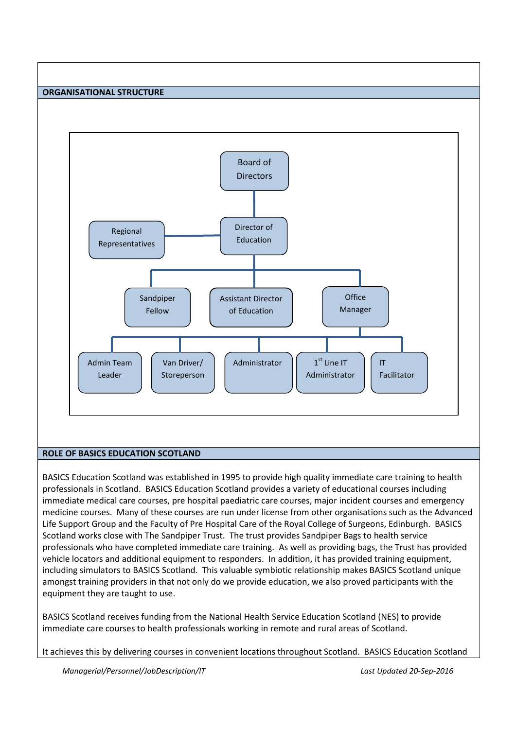## ORGANISATIONAL STRUCTURE

- Board of Directors
  - Director of Education
    - Regional Representatives
    - Sandpiper Fellow
    - Assistant Director of Education
    - Office Manager
      - Admin Team Leader
      - Van Driver/ Storeperson
      - Administrator
      - 1st Line IT Administrator
      - IT Facilitator

## ROLE OF BASICS EDUCATION SCOTLAND

BASICS Education Scotland was established in 1995 to provide high quality immediate care training to health professionals in Scotland. BASICS Education Scotland provides a variety of educational courses including immediate medical care courses, pre hospital paediatric care courses, major incident courses and emergency medicine courses. Many of these courses are run under license from other organisations such as the Advanced Life Support Group and the Faculty of Pre Hospital Care of the Royal College of Surgeons, Edinburgh. BASICS Scotland works close with The Sandpiper Trust. The trust provides Sandpiper Bags to health service professionals who have completed immediate care training. As well as providing bags, the Trust has provided vehicle locators and additional equipment to responders. In addition, it has provided training equipment, including simulators to BASICS Scotland. This valuable symbiotic relationship makes BASICS Scotland unique amongst training providers in that not only do we provide education, we also proved participants with the equipment they are taught to use.

BASICS Scotland receives funding from the National Health Service Education Scotland (NES) to provide immediate care courses to health professionals working in remote and rural areas of Scotland.

It achieves this by delivering courses in convenient locations throughout Scotland. BASICS Education Scotland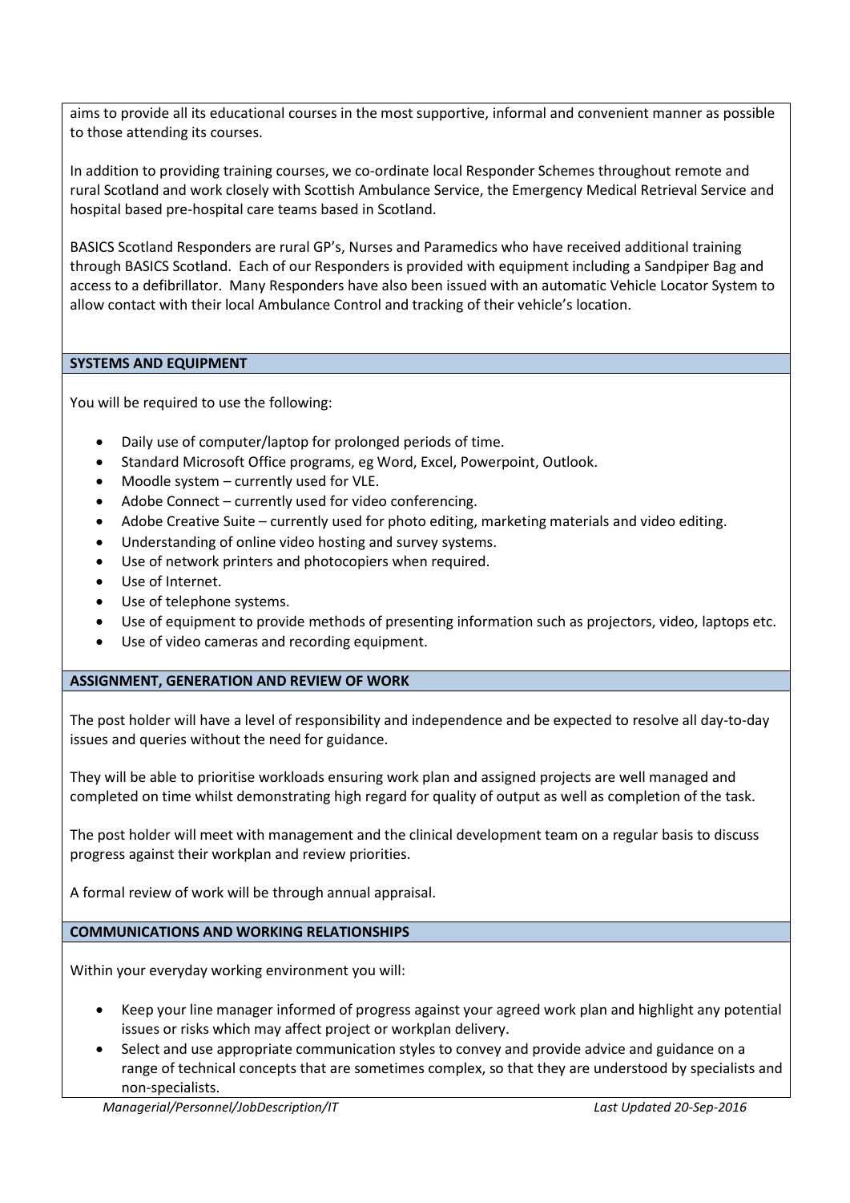aims to provide all its educational courses in the most supportive, informal and convenient manner as possible to those attending its courses.

In addition to providing training courses, we co-ordinate local Responder Schemes throughout remote and rural Scotland and work closely with Scottish Ambulance Service, the Emergency Medical Retrieval Service and hospital based pre-hospital care teams based in Scotland.

BASICS Scotland Responders are rural GP's, Nurses and Paramedics who have received additional training through BASICS Scotland. Each of our Responders is provided with equipment including a Sandpiper Bag and access to a defibrillator. Many Responders have also been issued with an automatic Vehicle Locator System to allow contact with their local Ambulance Control and tracking of their vehicle's location.

## SYSTEMS AND EQUIPMENT

You will be required to use the following:

- Daily use of computer/laptop for prolonged periods of time.
- Standard Microsoft Office programs, eg Word, Excel, Powerpoint, Outlook.
- Moodle system – currently used for VLE.
- Adobe Connect – currently used for video conferencing.
- Adobe Creative Suite – currently used for photo editing, marketing materials and video editing.
- Understanding of online video hosting and survey systems.
- Use of network printers and photocopiers when required.
- Use of Internet.
- Use of telephone systems.
- Use of equipment to provide methods of presenting information such as projectors, video, laptops etc.
- Use of video cameras and recording equipment.

## ASSIGNMENT, GENERATION AND REVIEW OF WORK

The post holder will have a level of responsibility and independence and be expected to resolve all day-to-day issues and queries without the need for guidance.

They will be able to prioritise workloads ensuring work plan and assigned projects are well managed and completed on time whilst demonstrating high regard for quality of output as well as completion of the task.

The post holder will meet with management and the clinical development team on a regular basis to discuss progress against their workplan and review priorities.

A formal review of work will be through annual appraisal.

## COMMUNICATIONS AND WORKING RELATIONSHIPS

Within your everyday working environment you will:

- Keep your line manager informed of progress against your agreed work plan and highlight any potential issues or risks which may affect project or workplan delivery.
- Select and use appropriate communication styles to convey and provide advice and guidance on a range of technical concepts that are sometimes complex, so that they are understood by specialists and non-specialists.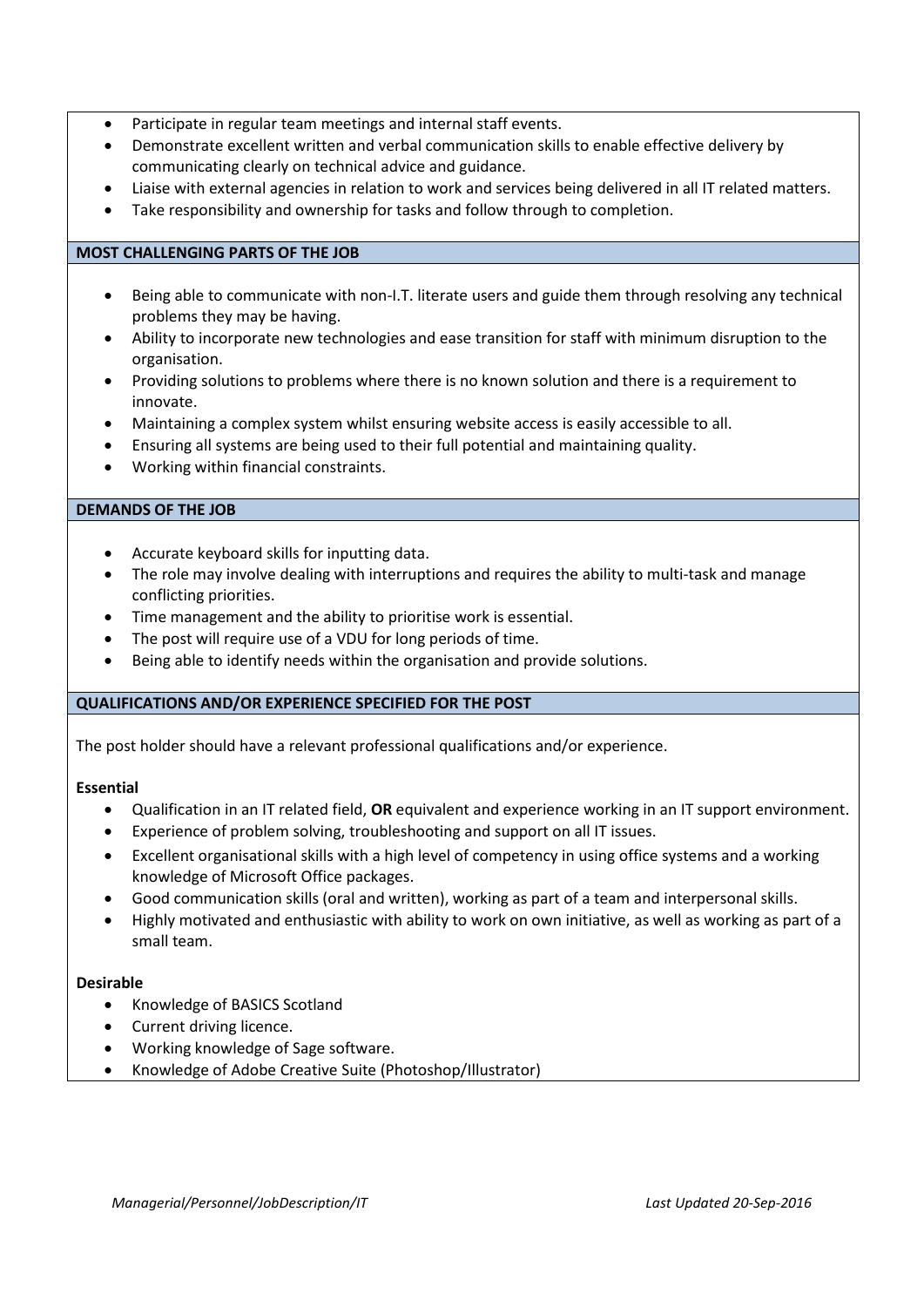- Participate in regular team meetings and internal staff events.
- Demonstrate excellent written and verbal communication skills to enable effective delivery by communicating clearly on technical advice and guidance.
- Liaise with external agencies in relation to work and services being delivered in all IT related matters.
- Take responsibility and ownership for tasks and follow through to completion.

## MOST CHALLENGING PARTS OF THE JOB

- Being able to communicate with non-I.T. literate users and guide them through resolving any technical problems they may be having.
- Ability to incorporate new technologies and ease transition for staff with minimum disruption to the organisation.
- Providing solutions to problems where there is no known solution and there is a requirement to innovate.
- Maintaining a complex system whilst ensuring website access is easily accessible to all.
- Ensuring all systems are being used to their full potential and maintaining quality.
- Working within financial constraints.

## DEMANDS OF THE JOB

- Accurate keyboard skills for inputting data.
- The role may involve dealing with interruptions and requires the ability to multi-task and manage conflicting priorities.
- Time management and the ability to prioritise work is essential.
- The post will require use of a VDU for long periods of time.
- Being able to identify needs within the organisation and provide solutions.

## QUALIFICATIONS AND/OR EXPERIENCE SPECIFIED FOR THE POST

The post holder should have a relevant professional qualifications and/or experience.

**Essential**

- Qualification in an IT related field, **OR** equivalent and experience working in an IT support environment.
- Experience of problem solving, troubleshooting and support on all IT issues.
- Excellent organisational skills with a high level of competency in using office systems and a working knowledge of Microsoft Office packages.
- Good communication skills (oral and written), working as part of a team and interpersonal skills.
- Highly motivated and enthusiastic with ability to work on own initiative, as well as working as part of a small team.

**Desirable**

- Knowledge of BASICS Scotland
- Current driving licence.
- Working knowledge of Sage software.
- Knowledge of Adobe Creative Suite (Photoshop/Illustrator)